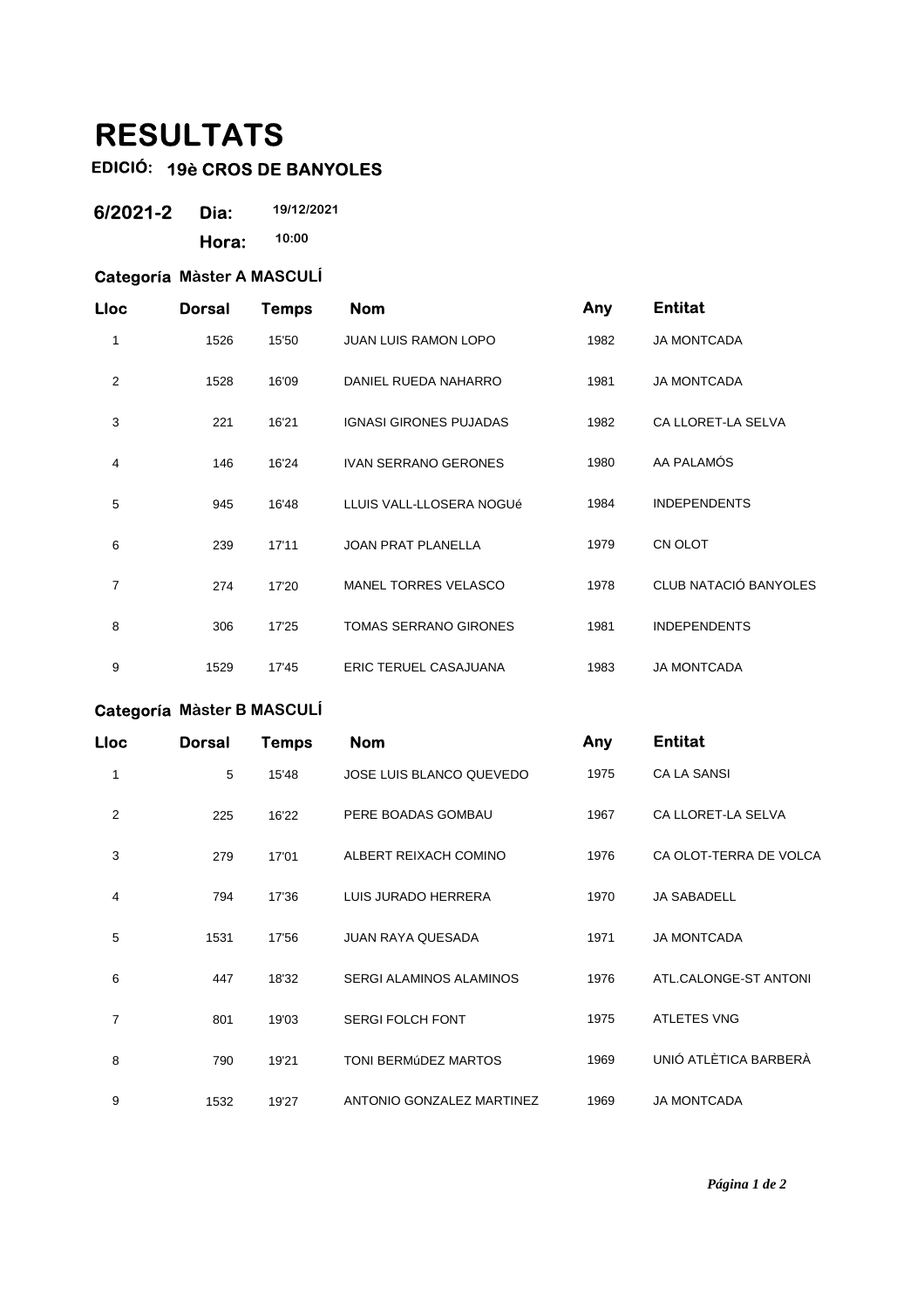# RESULTATS

**EDICIÓ: 19è CROS DE BANYOLES**

**6/2021-2** **Dia:** 19/12/2021

**Hora:** 10:00

### Categoría Màster A MASCULÍ

| Lloc | Dorsal | Temps | Nom | Any | Entitat |
|---|---|---|---|---|---|
| 1 | 1526 | 15'50 | JUAN LUIS RAMON LOPO | 1982 | JA MONTCADA |
| 2 | 1528 | 16'09 | DANIEL RUEDA NAHARRO | 1981 | JA MONTCADA |
| 3 | 221 | 16'21 | IGNASI GIRONES PUJADAS | 1982 | CA LLORET-LA SELVA |
| 4 | 146 | 16'24 | IVAN SERRANO GERONES | 1980 | AA PALAMÓS |
| 5 | 945 | 16'48 | LLUIS VALL-LLOSERA NOGUé | 1984 | INDEPENDENTS |
| 6 | 239 | 17'11 | JOAN PRAT PLANELLA | 1979 | CN OLOT |
| 7 | 274 | 17'20 | MANEL TORRES VELASCO | 1978 | CLUB NATACIÓ BANYOLES |
| 8 | 306 | 17'25 | TOMAS SERRANO GIRONES | 1981 | INDEPENDENTS |
| 9 | 1529 | 17'45 | ERIC TERUEL CASAJUANA | 1983 | JA MONTCADA |

### Categoría Màster B MASCULÍ

| Lloc | Dorsal | Temps | Nom | Any | Entitat |
|---|---|---|---|---|---|
| 1 | 5 | 15'48 | JOSE LUIS BLANCO QUEVEDO | 1975 | CA LA SANSI |
| 2 | 225 | 16'22 | PERE BOADAS GOMBAU | 1967 | CA LLORET-LA SELVA |
| 3 | 279 | 17'01 | ALBERT REIXACH COMINO | 1976 | CA OLOT-TERRA DE VOLCA |
| 4 | 794 | 17'36 | LUIS JURADO HERRERA | 1970 | JA SABADELL |
| 5 | 1531 | 17'56 | JUAN RAYA QUESADA | 1971 | JA MONTCADA |
| 6 | 447 | 18'32 | SERGI ALAMINOS ALAMINOS | 1976 | ATL.CALONGE-ST ANTONI |
| 7 | 801 | 19'03 | SERGI FOLCH FONT | 1975 | ATLETES VNG |
| 8 | 790 | 19'21 | TONI BERMúDEZ MARTOS | 1969 | UNIÓ ATLÈTICA BARBERÀ |
| 9 | 1532 | 19'27 | ANTONIO GONZALEZ MARTINEZ | 1969 | JA MONTCADA |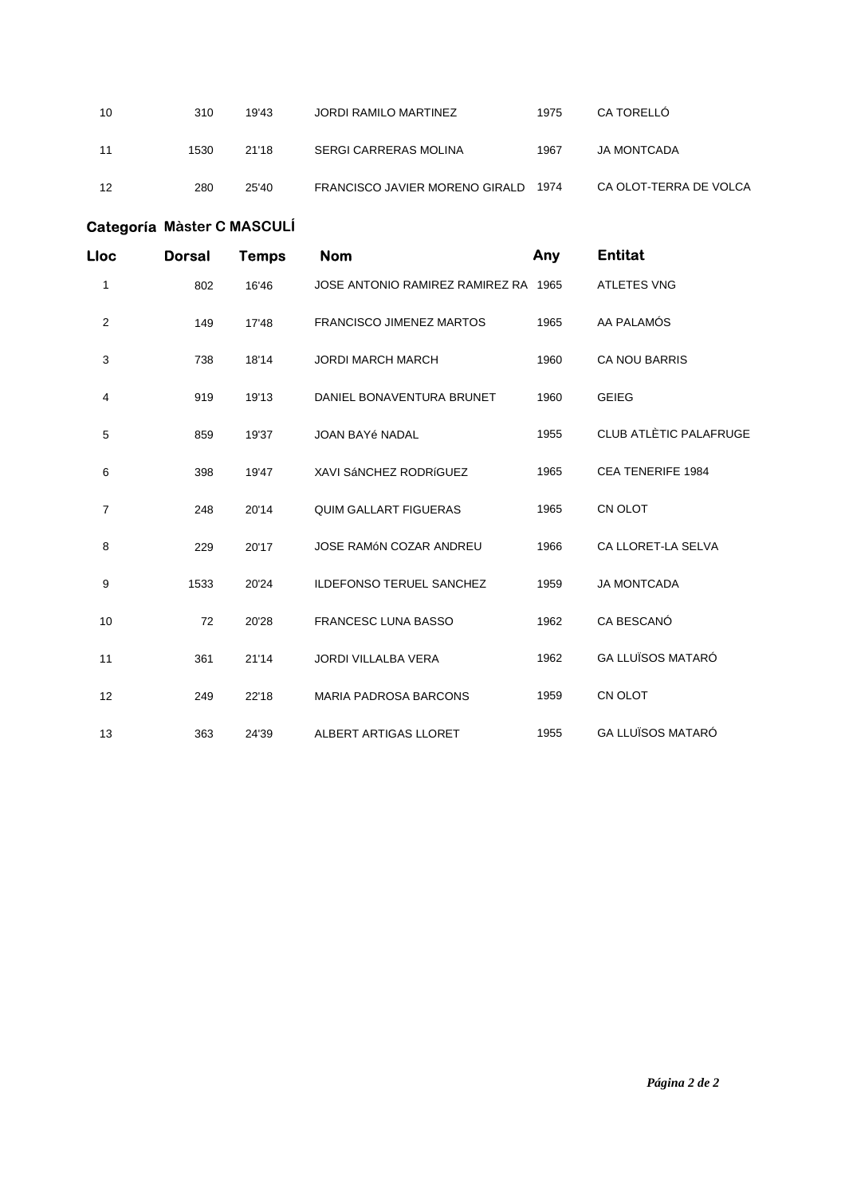| | | | | | |
|---|---|---|---|---|---|
| 10 | 310 | 19'43 | JORDI RAMILO MARTINEZ | 1975 | CA TORELLÓ |
| 11 | 1530 | 21'18 | SERGI CARRERAS MOLINA | 1967 | JA MONTCADA |
| 12 | 280 | 25'40 | FRANCISCO JAVIER MORENO GIRALD | 1974 | CA OLOT-TERRA DE VOLCA |

**Categoría Màster C MASCULÍ**

| Lloc | Dorsal | Temps | Nom | Any | Entitat |
|---|---|---|---|---|---|
| 1 | 802 | 16'46 | JOSE ANTONIO RAMIREZ RAMIREZ RA | 1965 | ATLETES VNG |
| 2 | 149 | 17'48 | FRANCISCO JIMENEZ MARTOS | 1965 | AA PALAMÓS |
| 3 | 738 | 18'14 | JORDI MARCH MARCH | 1960 | CA NOU BARRIS |
| 4 | 919 | 19'13 | DANIEL BONAVENTURA BRUNET | 1960 | GEIEG |
| 5 | 859 | 19'37 | JOAN BAYé NADAL | 1955 | CLUB ATLÈTIC PALAFRUGE |
| 6 | 398 | 19'47 | XAVI SáNCHEZ RODRíGUEZ | 1965 | CEA TENERIFE 1984 |
| 7 | 248 | 20'14 | QUIM GALLART FIGUERAS | 1965 | CN OLOT |
| 8 | 229 | 20'17 | JOSE RAMóN COZAR ANDREU | 1966 | CA LLORET-LA SELVA |
| 9 | 1533 | 20'24 | ILDEFONSO TERUEL SANCHEZ | 1959 | JA MONTCADA |
| 10 | 72 | 20'28 | FRANCESC LUNA BASSO | 1962 | CA BESCANÓ |
| 11 | 361 | 21'14 | JORDI VILLALBA VERA | 1962 | GA LLUÏSOS MATARÓ |
| 12 | 249 | 22'18 | MARIA PADROSA BARCONS | 1959 | CN OLOT |
| 13 | 363 | 24'39 | ALBERT ARTIGAS LLORET | 1955 | GA LLUÏSOS MATARÓ |